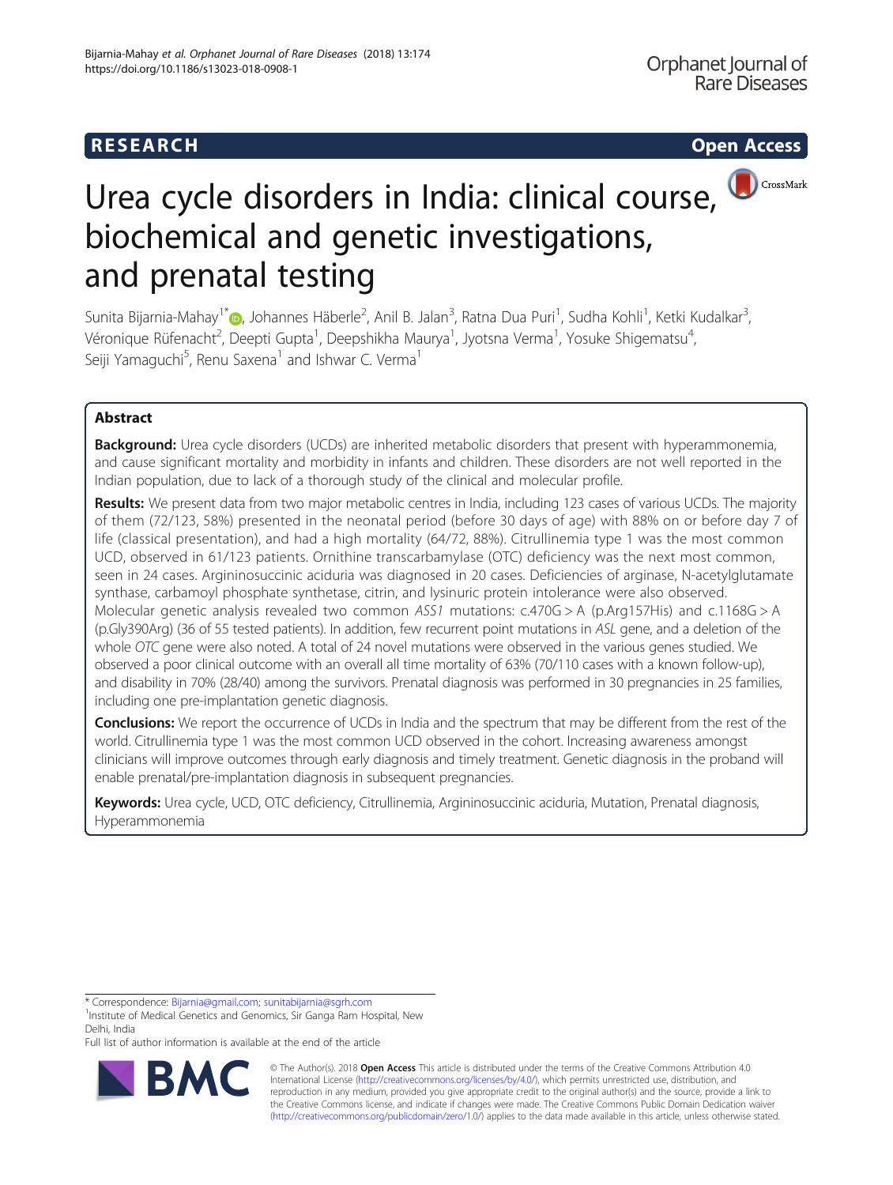RESEARCH

Open Access

# Urea cycle disorders in India: clinical course, biochemical and genetic investigations, and prenatal testing

Sunita Bijarnia-Mahay[1*], Johannes Häberle[2], Anil B. Jalan[3], Ratna Dua Puri[1], Sudha Kohli[1], Ketki Kudalkar[3], Véronique Rüfenacht[2], Deepti Gupta[1], Deepshikha Maurya[1], Jyotsna Verma[1], Yosuke Shigematsu[4], Seiji Yamaguchi[5], Renu Saxena[1] and Ishwar C. Verma[1]

## Abstract

**Background:** Urea cycle disorders (UCDs) are inherited metabolic disorders that present with hyperammonemia, and cause significant mortality and morbidity in infants and children. These disorders are not well reported in the Indian population, due to lack of a thorough study of the clinical and molecular profile.

**Results:** We present data from two major metabolic centres in India, including 123 cases of various UCDs. The majority of them (72/123, 58%) presented in the neonatal period (before 30 days of age) with 88% on or before day 7 of life (classical presentation), and had a high mortality (64/72, 88%). Citrullinemia type 1 was the most common UCD, observed in 61/123 patients. Ornithine transcarbamylase (OTC) deficiency was the next most common, seen in 24 cases. Argininosuccinic aciduria was diagnosed in 20 cases. Deficiencies of arginase, N-acetylglutamate synthase, carbamoyl phosphate synthetase, citrin, and lysinuric protein intolerance were also observed. Molecular genetic analysis revealed two common *ASS1* mutations: c.470G > A (p.Arg157His) and c.1168G > A (p.Gly390Arg) (36 of 55 tested patients). In addition, few recurrent point mutations in *ASL* gene, and a deletion of the whole *OTC* gene were also noted. A total of 24 novel mutations were observed in the various genes studied. We observed a poor clinical outcome with an overall all time mortality of 63% (70/110 cases with a known follow-up), and disability in 70% (28/40) among the survivors. Prenatal diagnosis was performed in 30 pregnancies in 25 families, including one pre-implantation genetic diagnosis.

**Conclusions:** We report the occurrence of UCDs in India and the spectrum that may be different from the rest of the world. Citrullinemia type 1 was the most common UCD observed in the cohort. Increasing awareness amongst clinicians will improve outcomes through early diagnosis and timely treatment. Genetic diagnosis in the proband will enable prenatal/pre-implantation diagnosis in subsequent pregnancies.

**Keywords:** Urea cycle, UCD, OTC deficiency, Citrullinemia, Argininosuccinic aciduria, Mutation, Prenatal diagnosis, Hyperammonemia

* Correspondence: Bijarnia@gmail.com; sunitabijarnia@sgrh.com

[1]Institute of Medical Genetics and Genomics, Sir Ganga Ram Hospital, New Delhi, India

Full list of author information is available at the end of the article

© The Author(s). 2018 **Open Access** This article is distributed under the terms of the Creative Commons Attribution 4.0 International License (http://creativecommons.org/licenses/by/4.0/), which permits unrestricted use, distribution, and reproduction in any medium, provided you give appropriate credit to the original author(s) and the source, provide a link to the Creative Commons license, and indicate if changes were made. The Creative Commons Public Domain Dedication waiver (http://creativecommons.org/publicdomain/zero/1.0/) applies to the data made available in this article, unless otherwise stated.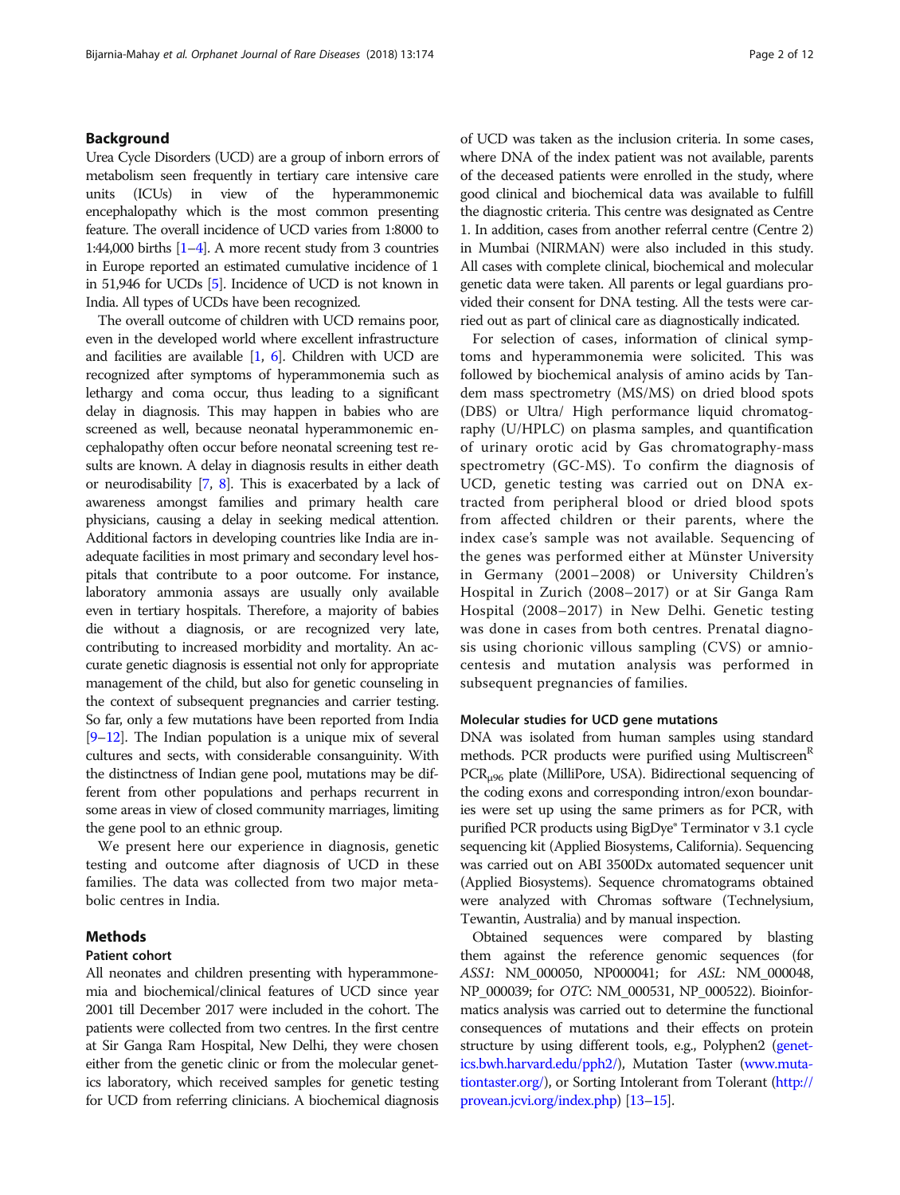## Background

Urea Cycle Disorders (UCD) are a group of inborn errors of metabolism seen frequently in tertiary care intensive care units (ICUs) in view of the hyperammonemic encephalopathy which is the most common presenting feature. The overall incidence of UCD varies from 1:8000 to 1:44,000 births [1–4]. A more recent study from 3 countries in Europe reported an estimated cumulative incidence of 1 in 51,946 for UCDs [5]. Incidence of UCD is not known in India. All types of UCDs have been recognized.

The overall outcome of children with UCD remains poor, even in the developed world where excellent infrastructure and facilities are available [1, 6]. Children with UCD are recognized after symptoms of hyperammonemia such as lethargy and coma occur, thus leading to a significant delay in diagnosis. This may happen in babies who are screened as well, because neonatal hyperammonemic encephalopathy often occur before neonatal screening test results are known. A delay in diagnosis results in either death or neurodisability [7, 8]. This is exacerbated by a lack of awareness amongst families and primary health care physicians, causing a delay in seeking medical attention. Additional factors in developing countries like India are inadequate facilities in most primary and secondary level hospitals that contribute to a poor outcome. For instance, laboratory ammonia assays are usually only available even in tertiary hospitals. Therefore, a majority of babies die without a diagnosis, or are recognized very late, contributing to increased morbidity and mortality. An accurate genetic diagnosis is essential not only for appropriate management of the child, but also for genetic counseling in the context of subsequent pregnancies and carrier testing. So far, only a few mutations have been reported from India [9–12]. The Indian population is a unique mix of several cultures and sects, with considerable consanguinity. With the distinctness of Indian gene pool, mutations may be different from other populations and perhaps recurrent in some areas in view of closed community marriages, limiting the gene pool to an ethnic group.

We present here our experience in diagnosis, genetic testing and outcome after diagnosis of UCD in these families. The data was collected from two major metabolic centres in India.

## Methods

### Patient cohort

All neonates and children presenting with hyperammonemia and biochemical/clinical features of UCD since year 2001 till December 2017 were included in the cohort. The patients were collected from two centres. In the first centre at Sir Ganga Ram Hospital, New Delhi, they were chosen either from the genetic clinic or from the molecular genetics laboratory, which received samples for genetic testing for UCD from referring clinicians. A biochemical diagnosis of UCD was taken as the inclusion criteria. In some cases, where DNA of the index patient was not available, parents of the deceased patients were enrolled in the study, where good clinical and biochemical data was available to fulfill the diagnostic criteria. This centre was designated as Centre 1. In addition, cases from another referral centre (Centre 2) in Mumbai (NIRMAN) were also included in this study. All cases with complete clinical, biochemical and molecular genetic data were taken. All parents or legal guardians provided their consent for DNA testing. All the tests were carried out as part of clinical care as diagnostically indicated.

For selection of cases, information of clinical symptoms and hyperammonemia were solicited. This was followed by biochemical analysis of amino acids by Tandem mass spectrometry (MS/MS) on dried blood spots (DBS) or Ultra/ High performance liquid chromatography (U/HPLC) on plasma samples, and quantification of urinary orotic acid by Gas chromatography-mass spectrometry (GC-MS). To confirm the diagnosis of UCD, genetic testing was carried out on DNA extracted from peripheral blood or dried blood spots from affected children or their parents, where the index case's sample was not available. Sequencing of the genes was performed either at Münster University in Germany (2001–2008) or University Children's Hospital in Zurich (2008–2017) or at Sir Ganga Ram Hospital (2008–2017) in New Delhi. Genetic testing was done in cases from both centres. Prenatal diagnosis using chorionic villous sampling (CVS) or amniocentesis and mutation analysis was performed in subsequent pregnancies of families.

### Molecular studies for UCD gene mutations

DNA was isolated from human samples using standard methods. PCR products were purified using Multiscreen[R] $PCR_{\mu 96}$ plate (MilliPore, USA). Bidirectional sequencing of the coding exons and corresponding intron/exon boundaries were set up using the same primers as for PCR, with purified PCR products using BigDye® Terminator v 3.1 cycle sequencing kit (Applied Biosystems, California). Sequencing was carried out on ABI 3500Dx automated sequencer unit (Applied Biosystems). Sequence chromatograms obtained were analyzed with Chromas software (Technelysium, Tewantin, Australia) and by manual inspection.

Obtained sequences were compared by blasting them against the reference genomic sequences (for *ASS1*: NM_000050, NP000041; for *ASL*: NM_000048, NP_000039; for *OTC*: NM_000531, NP_000522). Bioinformatics analysis was carried out to determine the functional consequences of mutations and their effects on protein structure by using different tools, e.g., Polyphen2 (genetics.bwh.harvard.edu/pph2/), Mutation Taster (www.mutationtaster.org/), or Sorting Intolerant from Tolerant (http://provean.jcvi.org/index.php) [13–15].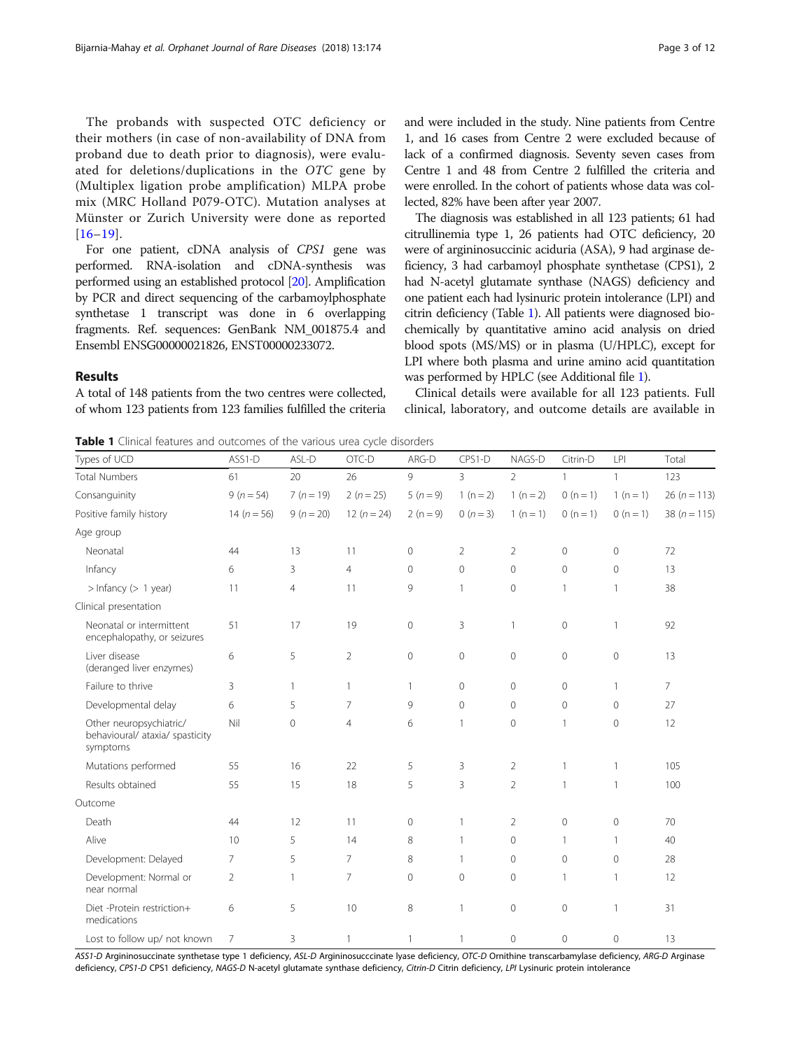The probands with suspected OTC deficiency or their mothers (in case of non-availability of DNA from proband due to death prior to diagnosis), were evaluated for deletions/duplications in the *OTC* gene by (Multiplex ligation probe amplification) MLPA probe mix (MRC Holland P079-OTC). Mutation analyses at Münster or Zurich University were done as reported [16–19].

For one patient, cDNA analysis of *CPS1* gene was performed. RNA-isolation and cDNA-synthesis was performed using an established protocol [20]. Amplification by PCR and direct sequencing of the carbamoylphosphate synthetase 1 transcript was done in 6 overlapping fragments. Ref. sequences: GenBank NM_001875.4 and Ensembl ENSG00000021826, ENST00000233072.

## Results

A total of 148 patients from the two centres were collected, of whom 123 patients from 123 families fulfilled the criteria and were included in the study. Nine patients from Centre 1, and 16 cases from Centre 2 were excluded because of lack of a confirmed diagnosis. Seventy seven cases from Centre 1 and 48 from Centre 2 fulfilled the criteria and were enrolled. In the cohort of patients whose data was collected, 82% have been after year 2007.

The diagnosis was established in all 123 patients; 61 had citrullinemia type 1, 26 patients had OTC deficiency, 20 were of argininosuccinic aciduria (ASA), 9 had arginase deficiency, 3 had carbamoyl phosphate synthetase (CPS1), 2 had N-acetyl glutamate synthase (NAGS) deficiency and one patient each had lysinuric protein intolerance (LPI) and citrin deficiency (Table 1). All patients were diagnosed biochemically by quantitative amino acid analysis on dried blood spots (MS/MS) or in plasma (U/HPLC), except for LPI where both plasma and urine amino acid quantitation was performed by HPLC (see Additional file 1).

Clinical details were available for all 123 patients. Full clinical, laboratory, and outcome details are available in

**Table 1** Clinical features and outcomes of the various urea cycle disorders

| Types of UCD | ASS1-D | ASL-D | OTC-D | ARG-D | CPS1-D | NAGS-D | Citrin-D | LPI | Total |
|---|---|---|---|---|---|---|---|---|---|
| Total Numbers | 61 | 20 | 26 | 9 | 3 | 2 | 1 | 1 | 123 |
| Consanguinity | 9 (*n* = 54) | 7 (*n* = 19) | 2 (*n* = 25) | 5 (n = 9) | 1 (n = 2) | 1 (n = 2) | 0 (n = 1) | 1 (n = 1) | 26 (*n* = 113) |
| Positive family history | 14 (*n* = 56) | 9 (*n* = 20) | 12 (*n* = 24) | 2 (n = 9) | 0 (*n* = 3) | 1 (n = 1) | 0 (n = 1) | 0 (n = 1) | 38 (*n* = 115) |
| Age group | | | | | | | | | |
| Neonatal | 44 | 13 | 11 | 0 | 2 | 2 | 0 | 0 | 72 |
| Infancy | 6 | 3 | 4 | 0 | 0 | 0 | 0 | 0 | 13 |
| > Infancy (> 1 year) | 11 | 4 | 11 | 9 | 1 | 0 | 1 | 1 | 38 |
| Clinical presentation | | | | | | | | | |
| Neonatal or intermittent encephalopathy, or seizures | 51 | 17 | 19 | 0 | 3 | 1 | 0 | 1 | 92 |
| Liver disease (deranged liver enzymes) | 6 | 5 | 2 | 0 | 0 | 0 | 0 | 0 | 13 |
| Failure to thrive | 3 | 1 | 1 | 1 | 0 | 0 | 0 | 1 | 7 |
| Developmental delay | 6 | 5 | 7 | 9 | 0 | 0 | 0 | 0 | 27 |
| Other neuropsychiatric/ behavioural/ ataxia/ spasticity symptoms | Nil | 0 | 4 | 6 | 1 | 0 | 1 | 0 | 12 |
| Mutations performed | 55 | 16 | 22 | 5 | 3 | 2 | 1 | 1 | 105 |
| Results obtained | 55 | 15 | 18 | 5 | 3 | 2 | 1 | 1 | 100 |
| Outcome | | | | | | | | | |
| Death | 44 | 12 | 11 | 0 | 1 | 2 | 0 | 0 | 70 |
| Alive | 10 | 5 | 14 | 8 | 1 | 0 | 1 | 1 | 40 |
| Development: Delayed | 7 | 5 | 7 | 8 | 1 | 0 | 0 | 0 | 28 |
| Development: Normal or near normal | 2 | 1 | 7 | 0 | 0 | 0 | 1 | 1 | 12 |
| Diet -Protein restriction+ medications | 6 | 5 | 10 | 8 | 1 | 0 | 0 | 1 | 31 |
| Lost to follow up/ not known | 7 | 3 | 1 | 1 | 1 | 0 | 0 | 0 | 13 |

*ASS1-D* Argininosuccinate synthetase type 1 deficiency, *ASL-D* Argininosucccinate lyase deficiency, *OTC-D* Ornithine transcarbamylase deficiency, *ARG-D* Arginase deficiency, *CPS1-D* CPS1 deficiency, *NAGS-D* N-acetyl glutamate synthase deficiency, *Citrin-D* Citrin deficiency, *LPI* Lysinuric protein intolerance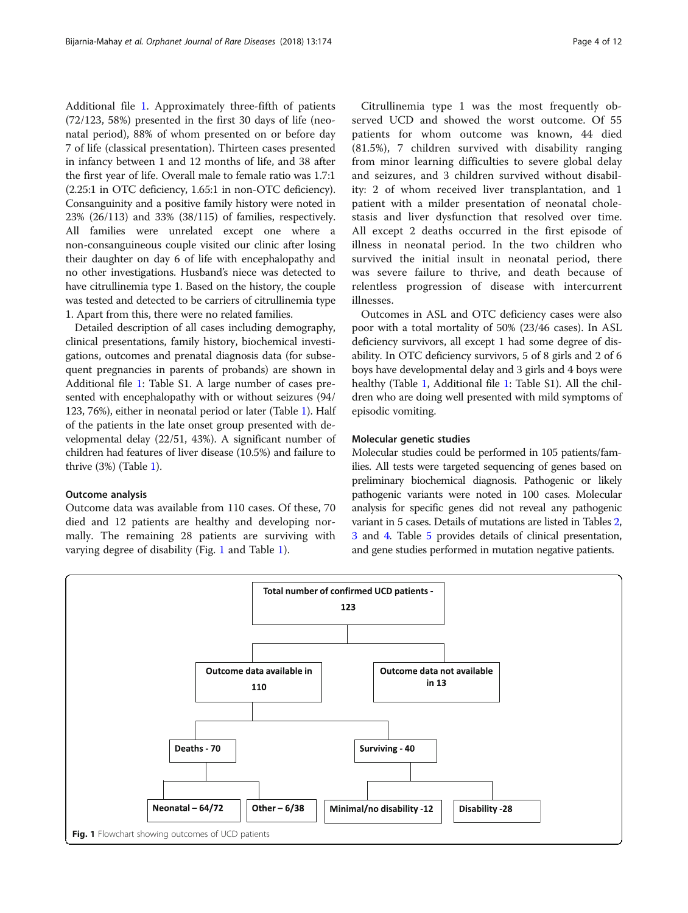Additional file 1. Approximately three-fifth of patients (72/123, 58%) presented in the first 30 days of life (neonatal period), 88% of whom presented on or before day 7 of life (classical presentation). Thirteen cases presented in infancy between 1 and 12 months of life, and 38 after the first year of life. Overall male to female ratio was 1.7:1 (2.25:1 in OTC deficiency, 1.65:1 in non-OTC deficiency). Consanguinity and a positive family history were noted in 23% (26/113) and 33% (38/115) of families, respectively. All families were unrelated except one where a non-consanguineous couple visited our clinic after losing their daughter on day 6 of life with encephalopathy and no other investigations. Husband's niece was detected to have citrullinemia type 1. Based on the history, the couple was tested and detected to be carriers of citrullinemia type 1. Apart from this, there were no related families.

Detailed description of all cases including demography, clinical presentations, family history, biochemical investigations, outcomes and prenatal diagnosis data (for subsequent pregnancies in parents of probands) are shown in Additional file 1: Table S1. A large number of cases presented with encephalopathy with or without seizures (94/123, 76%), either in neonatal period or later (Table 1). Half of the patients in the late onset group presented with developmental delay (22/51, 43%). A significant number of children had features of liver disease (10.5%) and failure to thrive (3%) (Table 1).

### Outcome analysis

Outcome data was available from 110 cases. Of these, 70 died and 12 patients are healthy and developing normally. The remaining 28 patients are surviving with varying degree of disability (Fig. 1 and Table 1).

Citrullinemia type 1 was the most frequently observed UCD and showed the worst outcome. Of 55 patients for whom outcome was known, 44 died (81.5%), 7 children survived with disability ranging from minor learning difficulties to severe global delay and seizures, and 3 children survived without disability: 2 of whom received liver transplantation, and 1 patient with a milder presentation of neonatal cholestasis and liver dysfunction that resolved over time. All except 2 deaths occurred in the first episode of illness in neonatal period. In the two children who survived the initial insult in neonatal period, there was severe failure to thrive, and death because of relentless progression of disease with intercurrent illnesses.

Outcomes in ASL and OTC deficiency cases were also poor with a total mortality of 50% (23/46 cases). In ASL deficiency survivors, all except 1 had some degree of disability. In OTC deficiency survivors, 5 of 8 girls and 2 of 6 boys have developmental delay and 3 girls and 4 boys were healthy (Table 1, Additional file 1: Table S1). All the children who are doing well presented with mild symptoms of episodic vomiting.

### Molecular genetic studies

Molecular studies could be performed in 105 patients/families. All tests were targeted sequencing of genes based on preliminary biochemical diagnosis. Pathogenic or likely pathogenic variants were noted in 100 cases. Molecular analysis for specific genes did not reveal any pathogenic variant in 5 cases. Details of mutations are listed in Tables 2, 3 and 4. Table 5 provides details of clinical presentation, and gene studies performed in mutation negative patients.

Total number of confirmed UCD patients - 123

- Outcome data available in 110
  - Deaths - 70
    - Neonatal – 64/72
    - Other – 6/38
  - Surviving - 40
    - Minimal/no disability -12
    - Disability -28
- Outcome data not available in 13

**Fig. 1** Flowchart showing outcomes of UCD patients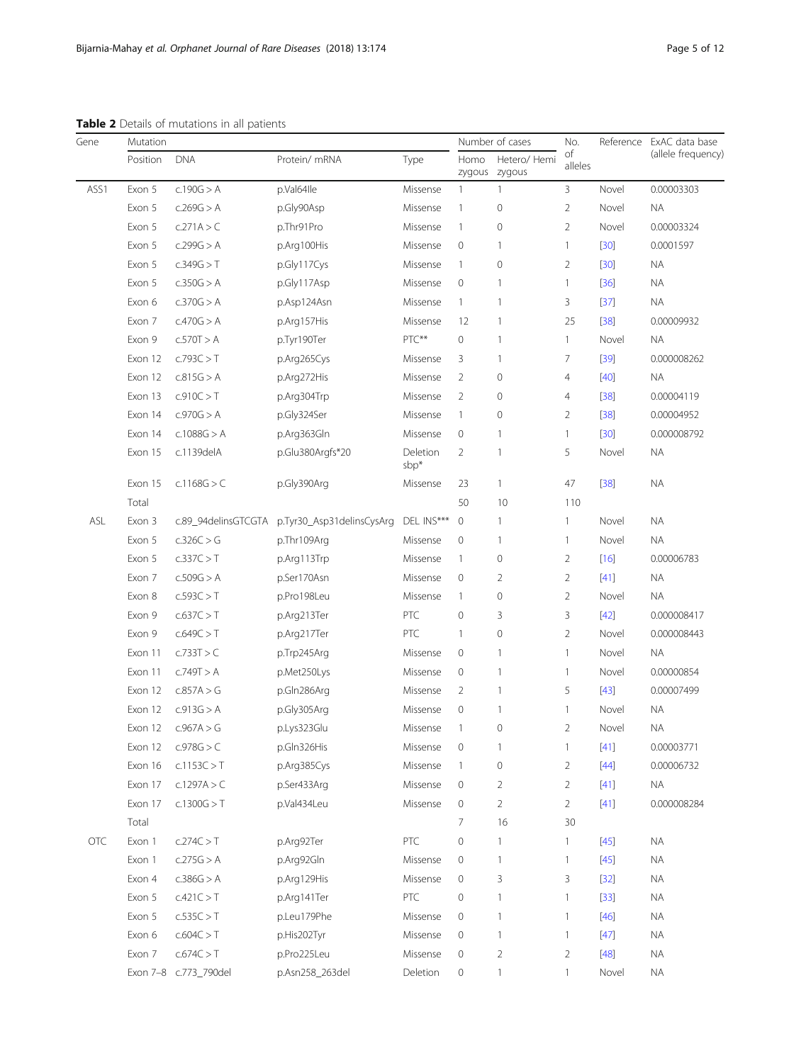**Table 2** Details of mutations in all patients

| Gene | Mutation | | | | Number of cases | | No. of alleles | Reference | ExAC data base (allele frequency) |
|---|---|---|---|---|---|---|---|---|---|
| | Position | DNA | Protein/ mRNA | Type | Homo zygous | Hetero/ Hemi zygous | | | |
| ASS1 | Exon 5 | c.190G > A | p.Val64Ile | Missense | 1 | 1 | 3 | Novel | 0.00003303 |
| | Exon 5 | c.269G > A | p.Gly90Asp | Missense | 1 | 0 | 2 | Novel | NA |
| | Exon 5 | c.271A > C | p.Thr91Pro | Missense | 1 | 0 | 2 | Novel | 0.00003324 |
| | Exon 5 | c.299G > A | p.Arg100His | Missense | 0 | 1 | 1 | [30] | 0.0001597 |
| | Exon 5 | c.349G > T | p.Gly117Cys | Missense | 1 | 0 | 2 | [30] | NA |
| | Exon 5 | c.350G > A | p.Gly117Asp | Missense | 0 | 1 | 1 | [36] | NA |
| | Exon 6 | c.370G > A | p.Asp124Asn | Missense | 1 | 1 | 3 | [37] | NA |
| | Exon 7 | c.470G > A | p.Arg157His | Missense | 12 | 1 | 25 | [38] | 0.00009932 |
| | Exon 9 | c.570T > A | p.Tyr190Ter | PTC** | 0 | 1 | 1 | Novel | NA |
| | Exon 12 | c.793C > T | p.Arg265Cys | Missense | 3 | 1 | 7 | [39] | 0.000008262 |
| | Exon 12 | c.815G > A | p.Arg272His | Missense | 2 | 0 | 4 | [40] | NA |
| | Exon 13 | c.910C > T | p.Arg304Trp | Missense | 2 | 0 | 4 | [38] | 0.00004119 |
| | Exon 14 | c.970G > A | p.Gly324Ser | Missense | 1 | 0 | 2 | [38] | 0.00004952 |
| | Exon 14 | c.1088G > A | p.Arg363Gln | Missense | 0 | 1 | 1 | [30] | 0.000008792 |
| | Exon 15 | c.1139delA | p.Glu380Argfs*20 | Deletion sbp* | 2 | 1 | 5 | Novel | NA |
| | Exon 15 | c.1168G > C | p.Gly390Arg | Missense | 23 | 1 | 47 | [38] | NA |
| | Total | | | | 50 | 10 | 110 | | |
| ASL | Exon 3 | c.89_94delinsGTCGTA | p.Tyr30_Asp31delinsCysArg | DEL INS*** | 0 | 1 | 1 | Novel | NA |
| | Exon 5 | c.326C > G | p.Thr109Arg | Missense | 0 | 1 | 1 | Novel | NA |
| | Exon 5 | c.337C > T | p.Arg113Trp | Missense | 1 | 0 | 2 | [16] | 0.00006783 |
| | Exon 7 | c.509G > A | p.Ser170Asn | Missense | 0 | 2 | 2 | [41] | NA |
| | Exon 8 | c.593C > T | p.Pro198Leu | Missense | 1 | 0 | 2 | Novel | NA |
| | Exon 9 | c.637C > T | p.Arg213Ter | PTC | 0 | 3 | 3 | [42] | 0.000008417 |
| | Exon 9 | c.649C > T | p.Arg217Ter | PTC | 1 | 0 | 2 | Novel | 0.000008443 |
| | Exon 11 | c.733T > C | p.Trp245Arg | Missense | 0 | 1 | 1 | Novel | NA |
| | Exon 11 | c.749T > A | p.Met250Lys | Missense | 0 | 1 | 1 | Novel | 0.00000854 |
| | Exon 12 | c.857A > G | p.Gln286Arg | Missense | 2 | 1 | 5 | [43] | 0.00007499 |
| | Exon 12 | c.913G > A | p.Gly305Arg | Missense | 0 | 1 | 1 | Novel | NA |
| | Exon 12 | c.967A > G | p.Lys323Glu | Missense | 1 | 0 | 2 | Novel | NA |
| | Exon 12 | c.978G > C | p.Gln326His | Missense | 0 | 1 | 1 | [41] | 0.00003771 |
| | Exon 16 | c.1153C > T | p.Arg385Cys | Missense | 1 | 0 | 2 | [44] | 0.00006732 |
| | Exon 17 | c.1297A > C | p.Ser433Arg | Missense | 0 | 2 | 2 | [41] | NA |
| | Exon 17 | c.1300G > T | p.Val434Leu | Missense | 0 | 2 | 2 | [41] | 0.000008284 |
| | Total | | | | 7 | 16 | 30 | | |
| OTC | Exon 1 | c.274C > T | p.Arg92Ter | PTC | 0 | 1 | 1 | [45] | NA |
| | Exon 1 | c.275G > A | p.Arg92Gln | Missense | 0 | 1 | 1 | [45] | NA |
| | Exon 4 | c.386G > A | p.Arg129His | Missense | 0 | 3 | 3 | [32] | NA |
| | Exon 5 | c.421C > T | p.Arg141Ter | PTC | 0 | 1 | 1 | [33] | NA |
| | Exon 5 | c.535C > T | p.Leu179Phe | Missense | 0 | 1 | 1 | [46] | NA |
| | Exon 6 | c.604C > T | p.His202Tyr | Missense | 0 | 1 | 1 | [47] | NA |
| | Exon 7 | c.674C > T | p.Pro225Leu | Missense | 0 | 2 | 2 | [48] | NA |
| | Exon 7–8 | c.773_790del | p.Asn258_263del | Deletion | 0 | 1 | 1 | Novel | NA |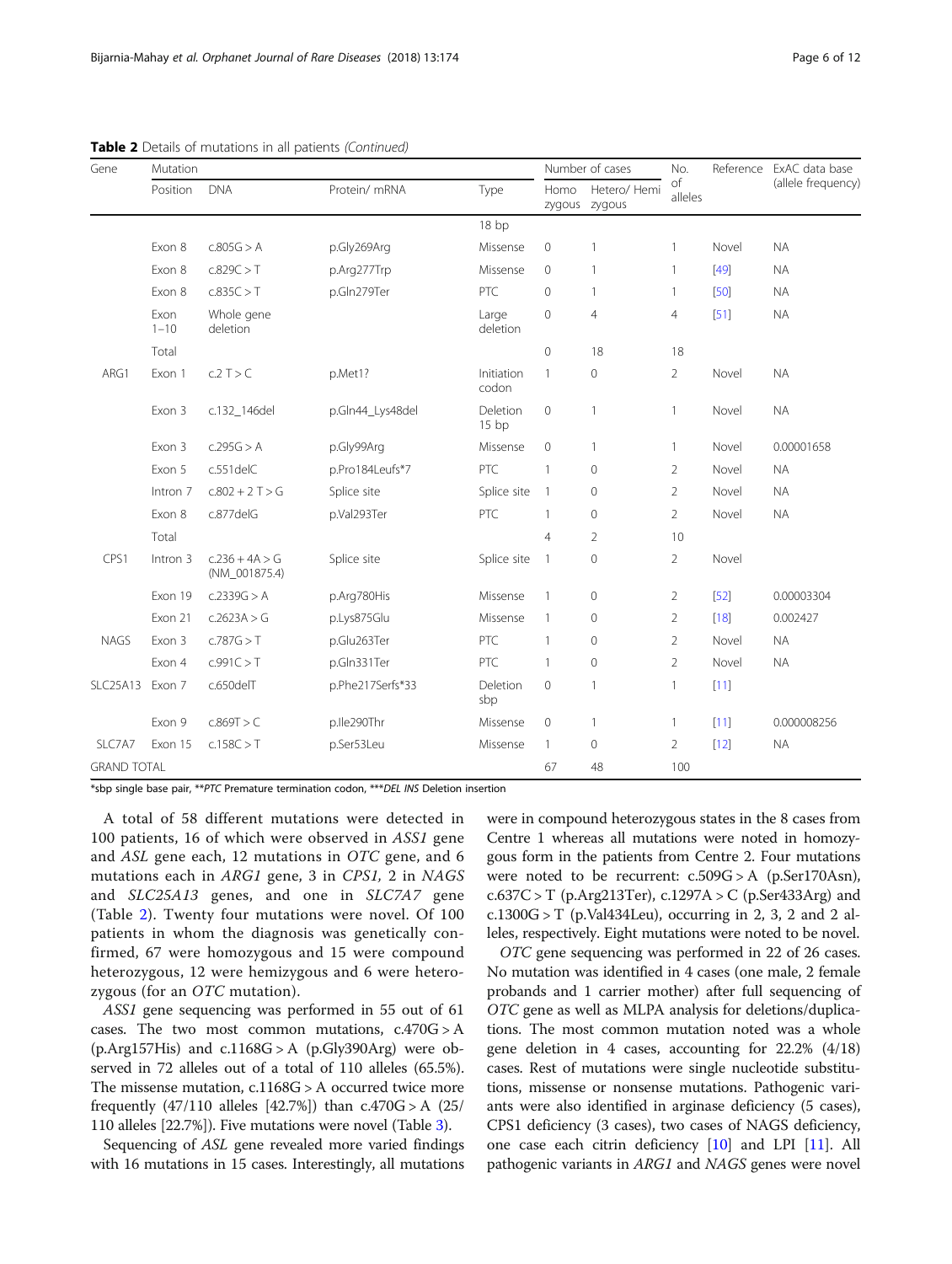**Table 2** Details of mutations in all patients *(Continued)*

| Gene | Mutation | | | | Number of cases | | No. of alleles | Reference | ExAC data base (allele frequency) |
|---|---|---|---|---|---|---|---|---|---|
| | Position | DNA | Protein/ mRNA | Type | Homo zygous | Hetero/ Hemi zygous | | | |
| | | | | 18 bp | | | | | |
| | Exon 8 | c.805G > A | p.Gly269Arg | Missense | 0 | 1 | 1 | Novel | NA |
| | Exon 8 | c.829C > T | p.Arg277Trp | Missense | 0 | 1 | 1 | [49] | NA |
| | Exon 8 | c.835C > T | p.Gln279Ter | PTC | 0 | 1 | 1 | [50] | NA |
| | Exon 1–10 | Whole gene deletion | | Large deletion | 0 | 4 | 4 | [51] | NA |
| | Total | | | | 0 | 18 | 18 | | |
| ARG1 | Exon 1 | c.2 T > C | p.Met1? | Initiation codon | 1 | 0 | 2 | Novel | NA |
| | Exon 3 | c.132_146del | p.Gln44_Lys48del | Deletion 15 bp | 0 | 1 | 1 | Novel | NA |
| | Exon 3 | c.295G > A | p.Gly99Arg | Missense | 0 | 1 | 1 | Novel | 0.00001658 |
| | Exon 5 | c.551delC | p.Pro184Leufs*7 | PTC | 1 | 0 | 2 | Novel | NA |
| | Intron 7 | c.802 + 2 T > G | Splice site | Splice site | 1 | 0 | 2 | Novel | NA |
| | Exon 8 | c.877delG | p.Val293Ter | PTC | 1 | 0 | 2 | Novel | NA |
| | Total | | | | 4 | 2 | 10 | | |
| CPS1 | Intron 3 | c.236 + 4A > G (NM_001875.4) | Splice site | Splice site | 1 | 0 | 2 | Novel | |
| | Exon 19 | c.2339G > A | p.Arg780His | Missense | 1 | 0 | 2 | [52] | 0.00003304 |
| | Exon 21 | c.2623A > G | p.Lys875Glu | Missense | 1 | 0 | 2 | [18] | 0.002427 |
| NAGS | Exon 3 | c.787G > T | p.Glu263Ter | PTC | 1 | 0 | 2 | Novel | NA |
| | Exon 4 | c.991C > T | p.Gln331Ter | PTC | 1 | 0 | 2 | Novel | NA |
| SLC25A13 | Exon 7 | c.650delT | p.Phe217Serfs*33 | Deletion sbp | 0 | 1 | 1 | [11] | |
| | Exon 9 | c.869T > C | p.Ile290Thr | Missense | 0 | 1 | 1 | [11] | 0.000008256 |
| SLC7A7 | Exon 15 | c.158C > T | p.Ser53Leu | Missense | 1 | 0 | 2 | [12] | NA |
| GRAND TOTAL | | | | | 67 | 48 | 100 | | |

*sbp single base pair, **PTC Premature termination codon, ***DEL INS Deletion insertion

A total of 58 different mutations were detected in 100 patients, 16 of which were observed in *ASS1* gene and *ASL* gene each, 12 mutations in *OTC* gene, and 6 mutations each in *ARG1* gene, 3 in *CPS1*, 2 in *NAGS* and *SLC25A13* genes, and one in *SLC7A7* gene (Table 2). Twenty four mutations were novel. Of 100 patients in whom the diagnosis was genetically confirmed, 67 were homozygous and 15 were compound heterozygous, 12 were hemizygous and 6 were heterozygous (for an *OTC* mutation).

*ASS1* gene sequencing was performed in 55 out of 61 cases. The two most common mutations, c.470G > A (p.Arg157His) and c.1168G > A (p.Gly390Arg) were observed in 72 alleles out of a total of 110 alleles (65.5%). The missense mutation, c.1168G > A occurred twice more frequently (47/110 alleles [42.7%]) than c.470G > A (25/110 alleles [22.7%]). Five mutations were novel (Table 3).

Sequencing of *ASL* gene revealed more varied findings with 16 mutations in 15 cases. Interestingly, all mutations were in compound heterozygous states in the 8 cases from Centre 1 whereas all mutations were noted in homozygous form in the patients from Centre 2. Four mutations were noted to be recurrent: c.509G > A (p.Ser170Asn), c.637C > T (p.Arg213Ter), c.1297A > C (p.Ser433Arg) and c.1300G > T (p.Val434Leu), occurring in 2, 3, 2 and 2 alleles, respectively. Eight mutations were noted to be novel.

*OTC* gene sequencing was performed in 22 of 26 cases. No mutation was identified in 4 cases (one male, 2 female probands and 1 carrier mother) after full sequencing of *OTC* gene as well as MLPA analysis for deletions/duplications. The most common mutation noted was a whole gene deletion in 4 cases, accounting for 22.2% (4/18) cases. Rest of mutations were single nucleotide substitutions, missense or nonsense mutations. Pathogenic variants were also identified in arginase deficiency (5 cases), CPS1 deficiency (3 cases), two cases of NAGS deficiency, one case each citrin deficiency [10] and LPI [11]. All pathogenic variants in *ARG1* and *NAGS* genes were novel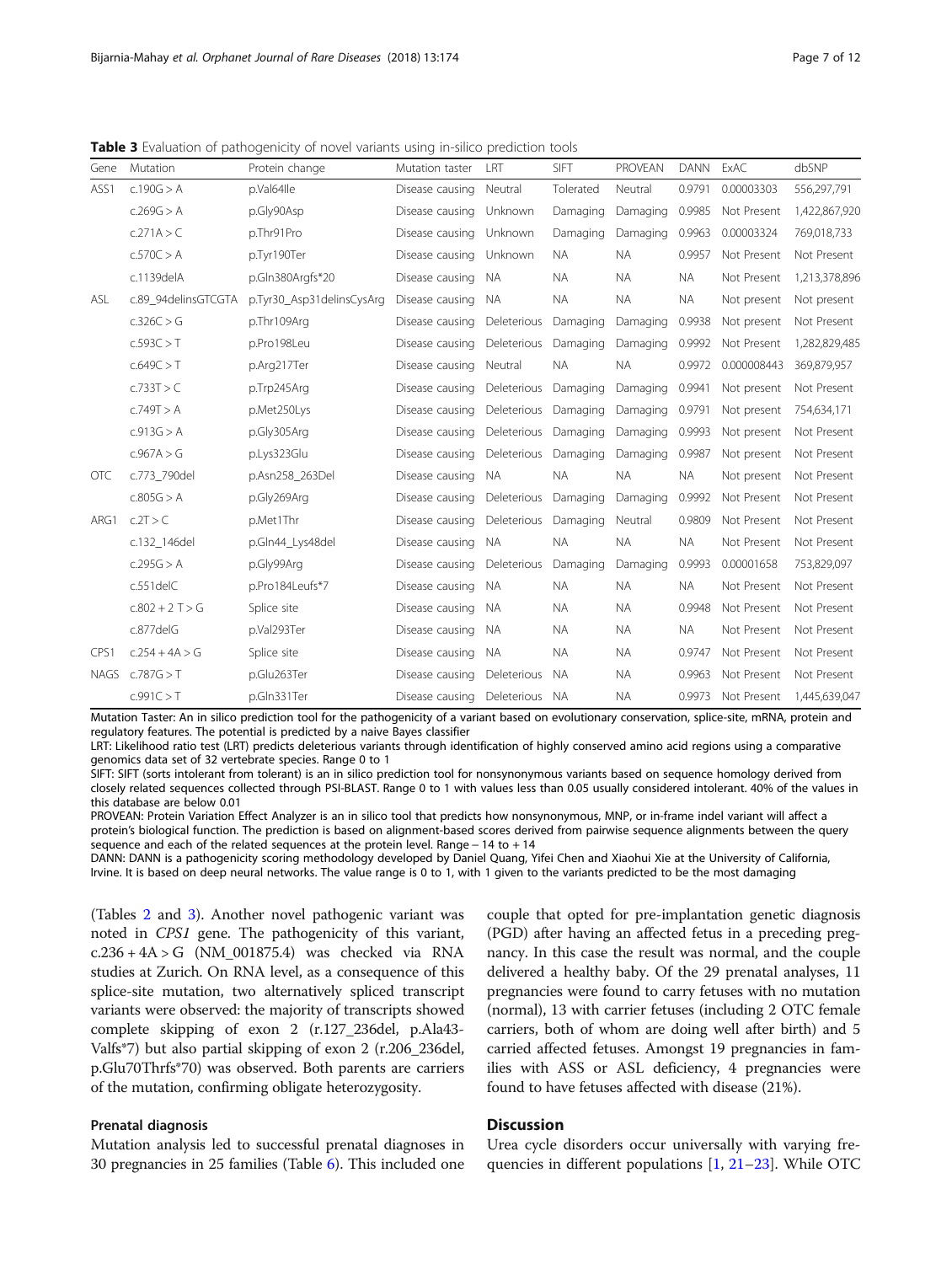**Table 3** Evaluation of pathogenicity of novel variants using in-silico prediction tools

| Gene | Mutation | Protein change | Mutation taster | LRT | SIFT | PROVEAN | DANN | ExAC | dbSNP |
|---|---|---|---|---|---|---|---|---|---|
| ASS1 | c.190G > A | p.Val64Ile | Disease causing | Neutral | Tolerated | Neutral | 0.9791 | 0.00003303 | 556,297,791 |
| | c.269G > A | p.Gly90Asp | Disease causing | Unknown | Damaging | Damaging | 0.9985 | Not Present | 1,422,867,920 |
| | c.271A > C | p.Thr91Pro | Disease causing | Unknown | Damaging | Damaging | 0.9963 | 0.00003324 | 769,018,733 |
| | c.570C > A | p.Tyr190Ter | Disease causing | Unknown | NA | NA | 0.9957 | Not Present | Not Present |
| | c.1139delA | p.Gln380Argfs*20 | Disease causing | NA | NA | NA | NA | Not Present | 1,213,378,896 |
| ASL | c.89_94delinsGTCGTA | p.Tyr30_Asp31delinsCysArg | Disease causing | NA | NA | NA | NA | Not present | Not present |
| | c.326C > G | p.Thr109Arg | Disease causing | Deleterious | Damaging | Damaging | 0.9938 | Not present | Not Present |
| | c.593C > T | p.Pro198Leu | Disease causing | Deleterious | Damaging | Damaging | 0.9992 | Not Present | 1,282,829,485 |
| | c.649C > T | p.Arg217Ter | Disease causing | Neutral | NA | NA | 0.9972 | 0.000008443 | 369,879,957 |
| | c.733T > C | p.Trp245Arg | Disease causing | Deleterious | Damaging | Damaging | 0.9941 | Not present | Not Present |
| | c.749T > A | p.Met250Lys | Disease causing | Deleterious | Damaging | Damaging | 0.9791 | Not present | 754,634,171 |
| | c.913G > A | p.Gly305Arg | Disease causing | Deleterious | Damaging | Damaging | 0.9993 | Not present | Not Present |
| | c.967A > G | p.Lys323Glu | Disease causing | Deleterious | Damaging | Damaging | 0.9987 | Not present | Not Present |
| OTC | c.773_790del | p.Asn258_263Del | Disease causing | NA | NA | NA | NA | Not present | Not Present |
| | c.805G > A | p.Gly269Arg | Disease causing | Deleterious | Damaging | Damaging | 0.9992 | Not Present | Not Present |
| ARG1 | c.2T > C | p.Met1Thr | Disease causing | Deleterious | Damaging | Neutral | 0.9809 | Not Present | Not Present |
| | c.132_146del | p.Gln44_Lys48del | Disease causing | NA | NA | NA | NA | Not Present | Not Present |
| | c.295G > A | p.Gly99Arg | Disease causing | Deleterious | Damaging | Damaging | 0.9993 | 0.00001658 | 753,829,097 |
| | c.551delC | p.Pro184Leufs*7 | Disease causing | NA | NA | NA | NA | Not Present | Not Present |
| | c.802 + 2 T > G | Splice site | Disease causing | NA | NA | NA | 0.9948 | Not Present | Not Present |
| | c.877delG | p.Val293Ter | Disease causing | NA | NA | NA | NA | Not Present | Not Present |
| CPS1 | c.254 + 4A > G | Splice site | Disease causing | NA | NA | NA | 0.9747 | Not Present | Not Present |
| NAGS | c.787G > T | p.Glu263Ter | Disease causing | Deleterious | NA | NA | 0.9963 | Not Present | Not Present |
| | c.991C > T | p.Gln331Ter | Disease causing | Deleterious | NA | NA | 0.9973 | Not Present | 1,445,639,047 |

Mutation Taster: An in silico prediction tool for the pathogenicity of a variant based on evolutionary conservation, splice-site, mRNA, protein and regulatory features. The potential is predicted by a naive Bayes classifier

LRT: Likelihood ratio test (LRT) predicts deleterious variants through identification of highly conserved amino acid regions using a comparative genomics data set of 32 vertebrate species. Range 0 to 1

SIFT: SIFT (sorts intolerant from tolerant) is an in silico prediction tool for nonsynonymous variants based on sequence homology derived from closely related sequences collected through PSI-BLAST. Range 0 to 1 with values less than 0.05 usually considered intolerant. 40% of the values in this database are below 0.01

PROVEAN: Protein Variation Effect Analyzer is an in silico tool that predicts how nonsynonymous, MNP, or in-frame indel variant will affect a protein's biological function. The prediction is based on alignment-based scores derived from pairwise sequence alignments between the query sequence and each of the related sequences at the protein level. Range – 14 to + 14

DANN: DANN is a pathogenicity scoring methodology developed by Daniel Quang, Yifei Chen and Xiaohui Xie at the University of California, Irvine. It is based on deep neural networks. The value range is 0 to 1, with 1 given to the variants predicted to be the most damaging

(Tables 2 and 3). Another novel pathogenic variant was noted in *CPS1* gene. The pathogenicity of this variant, c.236 + 4A > G (NM_001875.4) was checked via RNA studies at Zurich. On RNA level, as a consequence of this splice-site mutation, two alternatively spliced transcript variants were observed: the majority of transcripts showed complete skipping of exon 2 (r.127_236del, p.Ala43-Valfs*7) but also partial skipping of exon 2 (r.206_236del, p.Glu70Thrfs*70) was observed. Both parents are carriers of the mutation, confirming obligate heterozygosity.

### Prenatal diagnosis

Mutation analysis led to successful prenatal diagnoses in 30 pregnancies in 25 families (Table 6). This included one couple that opted for pre-implantation genetic diagnosis (PGD) after having an affected fetus in a preceding pregnancy. In this case the result was normal, and the couple delivered a healthy baby. Of the 29 prenatal analyses, 11 pregnancies were found to carry fetuses with no mutation (normal), 13 with carrier fetuses (including 2 OTC female carriers, both of whom are doing well after birth) and 5 carried affected fetuses. Amongst 19 pregnancies in families with ASS or ASL deficiency, 4 pregnancies were found to have fetuses affected with disease (21%).

## Discussion

Urea cycle disorders occur universally with varying frequencies in different populations [1, 21–23]. While OTC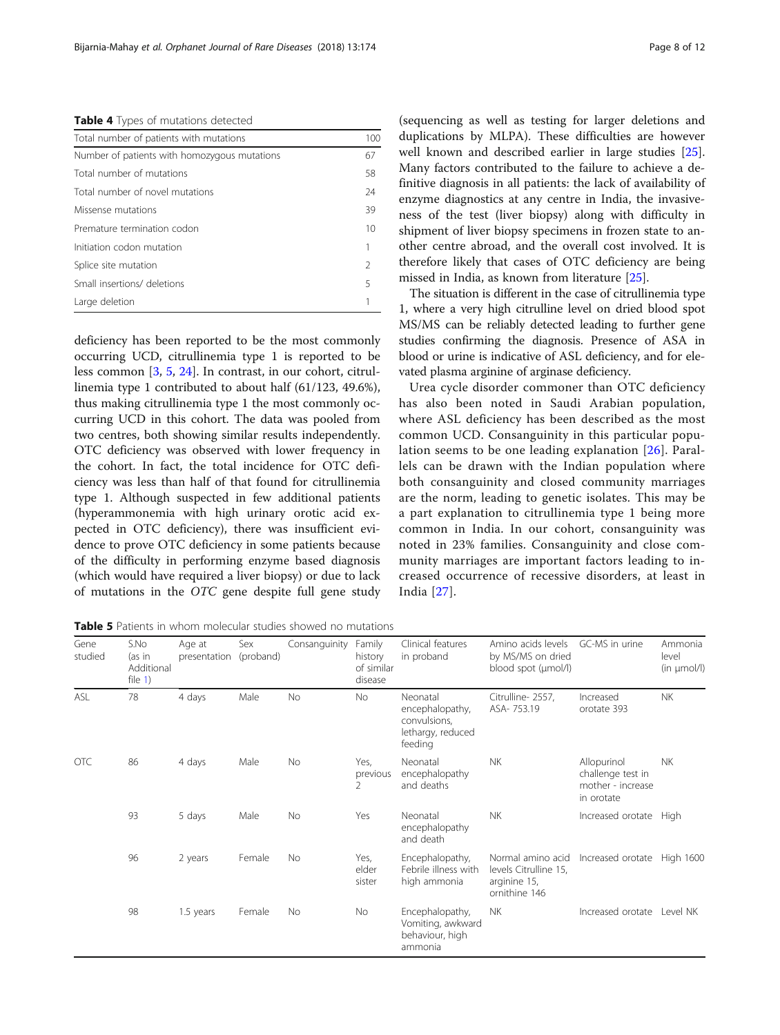**Table 4** Types of mutations detected

| | |
|---|---|
| Total number of patients with mutations | 100 |
| Number of patients with homozygous mutations | 67 |
| Total number of mutations | 58 |
| Total number of novel mutations | 24 |
| Missense mutations | 39 |
| Premature termination codon | 10 |
| Initiation codon mutation | 1 |
| Splice site mutation | 2 |
| Small insertions/ deletions | 5 |
| Large deletion | 1 |

deficiency has been reported to be the most commonly occurring UCD, citrullinemia type 1 is reported to be less common [3, 5, 24]. In contrast, in our cohort, citrullinemia type 1 contributed to about half (61/123, 49.6%), thus making citrullinemia type 1 the most commonly occurring UCD in this cohort. The data was pooled from two centres, both showing similar results independently. OTC deficiency was observed with lower frequency in the cohort. In fact, the total incidence for OTC deficiency was less than half of that found for citrullinemia type 1. Although suspected in few additional patients (hyperammonemia with high urinary orotic acid expected in OTC deficiency), there was insufficient evidence to prove OTC deficiency in some patients because of the difficulty in performing enzyme based diagnosis (which would have required a liver biopsy) or due to lack of mutations in the *OTC* gene despite full gene study (sequencing as well as testing for larger deletions and duplications by MLPA). These difficulties are however well known and described earlier in large studies [25]. Many factors contributed to the failure to achieve a definitive diagnosis in all patients: the lack of availability of enzyme diagnostics at any centre in India, the invasiveness of the test (liver biopsy) along with difficulty in shipment of liver biopsy specimens in frozen state to another centre abroad, and the overall cost involved. It is therefore likely that cases of OTC deficiency are being missed in India, as known from literature [25].

The situation is different in the case of citrullinemia type 1, where a very high citrulline level on dried blood spot MS/MS can be reliably detected leading to further gene studies confirming the diagnosis. Presence of ASA in blood or urine is indicative of ASL deficiency, and for elevated plasma arginine of arginase deficiency.

Urea cycle disorder commoner than OTC deficiency has also been noted in Saudi Arabian population, where ASL deficiency has been described as the most common UCD. Consanguinity in this particular population seems to be one leading explanation [26]. Parallels can be drawn with the Indian population where both consanguinity and closed community marriages are the norm, leading to genetic isolates. This may be a part explanation to citrullinemia type 1 being more common in India. In our cohort, consanguinity was noted in 23% families. Consanguinity and close community marriages are important factors leading to increased occurrence of recessive disorders, at least in India [27].

**Table 5** Patients in whom molecular studies showed no mutations

| Gene studied | S.No (as in Additional file 1) | Age at presentation | Sex (proband) | Consanguinity | Family history of similar disease | Clinical features in proband | Amino acids levels by MS/MS on dried blood spot (μmol/l) | GC-MS in urine | Ammonia level (in μmol/l) |
|---|---|---|---|---|---|---|---|---|---|
| ASL | 78 | 4 days | Male | No | No | Neonatal encephalopathy, convulsions, lethargy, reduced feeding | Citrulline- 2557, ASA- 753.19 | Increased orotate 393 | NK |
| OTC | 86 | 4 days | Male | No | Yes, previous 2 | Neonatal encephalopathy and deaths | NK | Allopurinol challenge test in mother - increase in orotate | NK |
| | 93 | 5 days | Male | No | Yes | Neonatal encephalopathy and death | NK | Increased orotate | High |
| | 96 | 2 years | Female | No | Yes, elder sister | Encephalopathy, Febrile illness with high ammonia | Normal amino acid levels Citrulline 15, arginine 15, ornithine 146 | Increased orotate | High 1600 |
| | 98 | 1.5 years | Female | No | No | Encephalopathy, Vomiting, awkward behaviour, high ammonia | NK | Increased orotate | Level NK |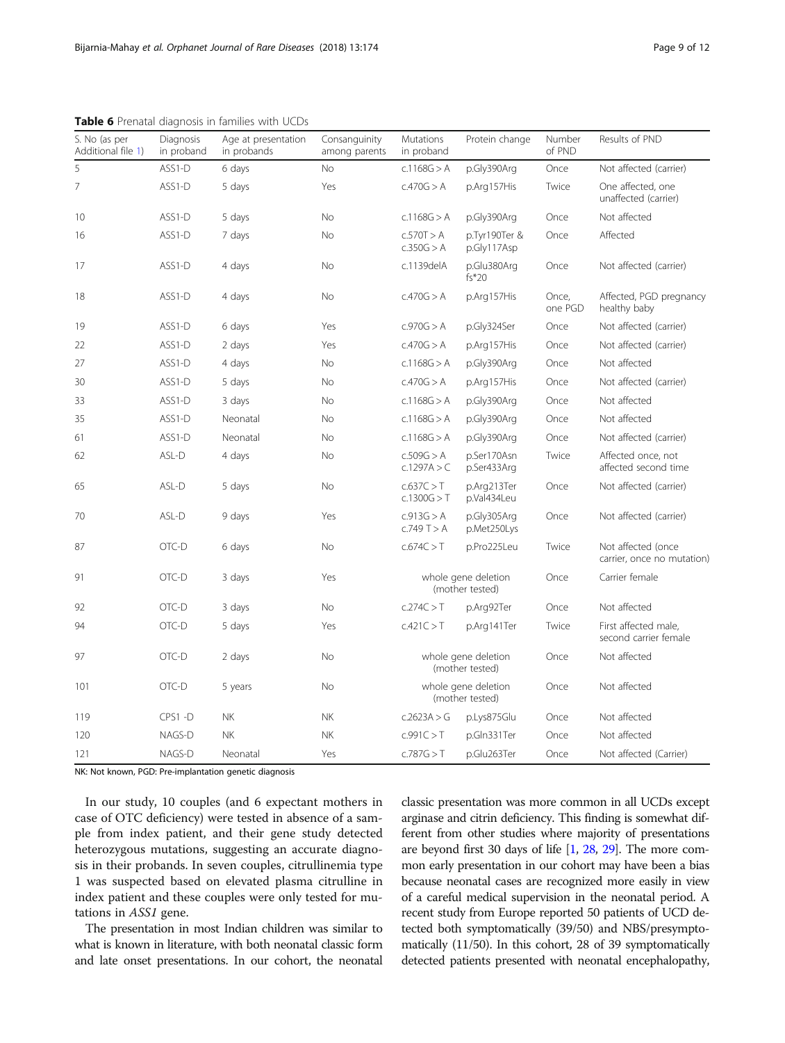**Table 6** Prenatal diagnosis in families with UCDs

| S. No (as per Additional file 1) | Diagnosis in proband | Age at presentation in probands | Consanguinity among parents | Mutations in proband | Protein change | Number of PND | Results of PND |
|---|---|---|---|---|---|---|---|
| 5 | ASS1-D | 6 days | No | c.1168G > A | p.Gly390Arg | Once | Not affected (carrier) |
| 7 | ASS1-D | 5 days | Yes | c.470G > A | p.Arg157His | Twice | One affected, one unaffected (carrier) |
| 10 | ASS1-D | 5 days | No | c.1168G > A | p.Gly390Arg | Once | Not affected |
| 16 | ASS1-D | 7 days | No | c.570T > A c.350G > A | p.Tyr190Ter & p.Gly117Asp | Once | Affected |
| 17 | ASS1-D | 4 days | No | c.1139delA | p.Glu380Arg fs*20 | Once | Not affected (carrier) |
| 18 | ASS1-D | 4 days | No | c.470G > A | p.Arg157His | Once, one PGD | Affected, PGD pregnancy healthy baby |
| 19 | ASS1-D | 6 days | Yes | c.970G > A | p.Gly324Ser | Once | Not affected (carrier) |
| 22 | ASS1-D | 2 days | Yes | c.470G > A | p.Arg157His | Once | Not affected (carrier) |
| 27 | ASS1-D | 4 days | No | c.1168G > A | p.Gly390Arg | Once | Not affected |
| 30 | ASS1-D | 5 days | No | c.470G > A | p.Arg157His | Once | Not affected (carrier) |
| 33 | ASS1-D | 3 days | No | c.1168G > A | p.Gly390Arg | Once | Not affected |
| 35 | ASS1-D | Neonatal | No | c.1168G > A | p.Gly390Arg | Once | Not affected |
| 61 | ASS1-D | Neonatal | No | c.1168G > A | p.Gly390Arg | Once | Not affected (carrier) |
| 62 | ASL-D | 4 days | No | c.509G > A c.1297A > C | p.Ser170Asn p.Ser433Arg | Twice | Affected once, not affected second time |
| 65 | ASL-D | 5 days | No | c.637C > T c.1300G > T | p.Arg213Ter p.Val434Leu | Once | Not affected (carrier) |
| 70 | ASL-D | 9 days | Yes | c.913G > A c.749 T > A | p.Gly305Arg p.Met250Lys | Once | Not affected (carrier) |
| 87 | OTC-D | 6 days | No | c.674C > T | p.Pro225Leu | Twice | Not affected (once carrier, once no mutation) |
| 91 | OTC-D | 3 days | Yes | whole gene deletion (mother tested) | | Once | Carrier female |
| 92 | OTC-D | 3 days | No | c.274C > T | p.Arg92Ter | Once | Not affected |
| 94 | OTC-D | 5 days | Yes | c.421C > T | p.Arg141Ter | Twice | First affected male, second carrier female |
| 97 | OTC-D | 2 days | No | whole gene deletion (mother tested) | | Once | Not affected |
| 101 | OTC-D | 5 years | No | whole gene deletion (mother tested) | | Once | Not affected |
| 119 | CPS1 -D | NK | NK | c.2623A > G | p.Lys875Glu | Once | Not affected |
| 120 | NAGS-D | NK | NK | c.991C > T | p.Gln331Ter | Once | Not affected |
| 121 | NAGS-D | Neonatal | Yes | c.787G > T | p.Glu263Ter | Once | Not affected (Carrier) |

NK: Not known, PGD: Pre-implantation genetic diagnosis

In our study, 10 couples (and 6 expectant mothers in case of OTC deficiency) were tested in absence of a sample from index patient, and their gene study detected heterozygous mutations, suggesting an accurate diagnosis in their probands. In seven couples, citrullinemia type 1 was suspected based on elevated plasma citrulline in index patient and these couples were only tested for mutations in *ASS1* gene.

The presentation in most Indian children was similar to what is known in literature, with both neonatal classic form and late onset presentations. In our cohort, the neonatal classic presentation was more common in all UCDs except arginase and citrin deficiency. This finding is somewhat different from other studies where majority of presentations are beyond first 30 days of life [1, 28, 29]. The more common early presentation in our cohort may have been a bias because neonatal cases are recognized more easily in view of a careful medical supervision in the neonatal period. A recent study from Europe reported 50 patients of UCD detected both symptomatically (39/50) and NBS/presymptomatically (11/50). In this cohort, 28 of 39 symptomatically detected patients presented with neonatal encephalopathy,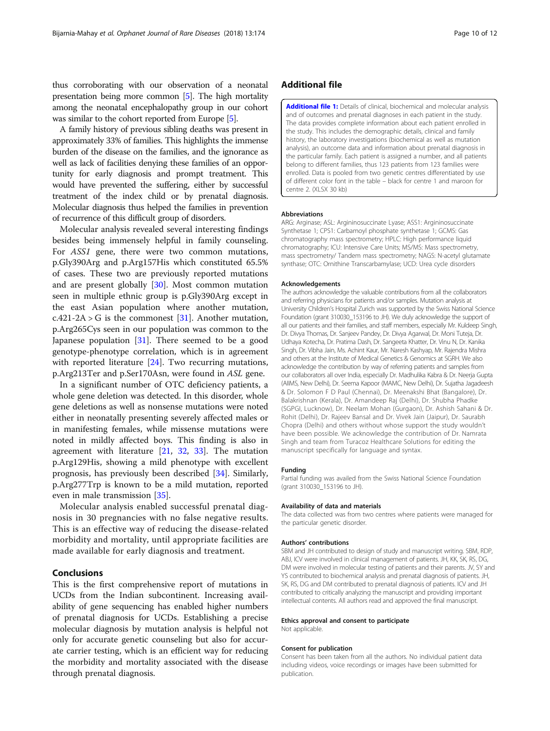thus corroborating with our observation of a neonatal presentation being more common [5]. The high mortality among the neonatal encephalopathy group in our cohort was similar to the cohort reported from Europe [5].

A family history of previous sibling deaths was present in approximately 33% of families. This highlights the immense burden of the disease on the families, and the ignorance as well as lack of facilities denying these families of an opportunity for early diagnosis and prompt treatment. This would have prevented the suffering, either by successful treatment of the index child or by prenatal diagnosis. Molecular diagnosis thus helped the families in prevention of recurrence of this difficult group of disorders.

Molecular analysis revealed several interesting findings besides being immensely helpful in family counseling. For *ASS1* gene, there were two common mutations, p.Gly390Arg and p.Arg157His which constituted 65.5% of cases. These two are previously reported mutations and are present globally [30]. Most common mutation seen in multiple ethnic group is p.Gly390Arg except in the east Asian population where another mutation, c.421-2A > G is the commonest [31]. Another mutation, p.Arg265Cys seen in our population was common to the Japanese population [31]. There seemed to be a good genotype-phenotype correlation, which is in agreement with reported literature [24]. Two recurring mutations, p.Arg213Ter and p.Ser170Asn, were found in *ASL* gene.

In a significant number of OTC deficiency patients, a whole gene deletion was detected. In this disorder, whole gene deletions as well as nonsense mutations were noted either in neonatally presenting severely affected males or in manifesting females, while missense mutations were noted in mildly affected boys. This finding is also in agreement with literature [21, 32, 33]. The mutation p.Arg129His, showing a mild phenotype with excellent prognosis, has previously been described [34]. Similarly, p.Arg277Trp is known to be a mild mutation, reported even in male transmission [35].

Molecular analysis enabled successful prenatal diagnosis in 30 pregnancies with no false negative results. This is an effective way of reducing the disease-related morbidity and mortality, until appropriate facilities are made available for early diagnosis and treatment.

## Conclusions

This is the first comprehensive report of mutations in UCDs from the Indian subcontinent. Increasing availability of gene sequencing has enabled higher numbers of prenatal diagnosis for UCDs. Establishing a precise molecular diagnosis by mutation analysis is helpful not only for accurate genetic counseling but also for accurate carrier testing, which is an efficient way for reducing the morbidity and mortality associated with the disease through prenatal diagnosis.

## Additional file

**Additional file 1:** Details of clinical, biochemical and molecular analysis and of outcomes and prenatal diagnoses in each patient in the study. The data provides complete information about each patient enrolled in the study. This includes the demographic details, clinical and family history, the laboratory investigations (biochemical as well as mutation analysis), an outcome data and information about prenatal diagnosis in the particular family. Each patient is assigned a number, and all patients belong to different families, thus 123 patients from 123 families were enrolled. Data is pooled from two genetic centres differentiated by use of different color font in the table – black for centre 1 and maroon for centre 2. (XLSX 30 kb)

### Abbreviations

ARG: Arginase; ASL: Argininosuccinate Lyase; ASS1: Argininosuccinate Synthetase 1; CPS1: Carbamoyl phosphate synthetase 1; GCMS: Gas chromatography mass spectrometry; HPLC: High performance liquid chromatography; ICU: Intensive Care Units; MS/MS: Mass spectrometry, mass spectrometry/ Tandem mass spectrometry; NAGS: N-acetyl glutamate synthase; OTC: Ornithine Transcarbamylase; UCD: Urea cycle disorders

### Acknowledgements

The authors acknowledge the valuable contributions from all the collaborators and referring physicians for patients and/or samples. Mutation analysis at University Children's Hospital Zurich was supported by the Swiss National Science Foundation (grant 310030_153196 to JH). We duly acknowledge the support of all our patients and their families, and staff members, especially Mr. Kuldeep Singh, Dr. Divya Thomas, Dr. Sanjeev Pandey, Dr. Divya Agarwal, Dr. Moni Tuteja, Dr. Udhaya Kotecha, Dr. Pratima Dash, Dr. Sangeeta Khatter, Dr. Vinu N, Dr. Kanika Singh, Dr. Vibha Jain, Ms. Achint Kaur, Mr. Naresh Kashyap, Mr. Rajendra Mishra and others at the Institute of Medical Genetics & Genomics at SGRH. We also acknowledge the contribution by way of referring patients and samples from our collaborators all over India, especially Dr. Madhulika Kabra & Dr. Neerja Gupta (AIIMS, New Delhi), Dr. Seema Kapoor (MAMC, New Delhi), Dr. Sujatha Jagadeesh & Dr. Solomon F D Paul (Chennai), Dr. Meenakshi Bhat (Bangalore), Dr. Balakrishnan (Kerala), Dr. Amandeep Raj (Delhi), Dr. Shubha Phadke (SGPGI, Lucknow), Dr. Neelam Mohan (Gurgaon), Dr. Ashish Sahani & Dr. Rohit (Delhi), Dr. Rajeev Bansal and Dr. Vivek Jain (Jaipur), Dr. Saurabh Chopra (Delhi) and others without whose support the study wouldn't have been possible. We acknowledge the contribution of Dr. Namrata Singh and team from Turacoz Healthcare Solutions for editing the manuscript specifically for language and syntax.

### Funding

Partial funding was availed from the Swiss National Science Foundation (grant 310030_153196 to JH).

### Availability of data and materials

The data collected was from two centres where patients were managed for the particular genetic disorder.

### Authors' contributions

SBM and JH contributed to design of study and manuscript writing. SBM, RDP, ABJ, ICV were involved in clinical management of patients. JH, KK, SK, RS, DG, DM were involved in molecular testing of patients and their parents. JV, SY and YS contributed to biochemical analysis and prenatal diagnosis of patients. JH, SK, RS, DG and DM contributed to prenatal diagnosis of patients. ICV and JH contributed to critically analyzing the manuscript and providing important intellectual contents. All authors read and approved the final manuscript.

### Ethics approval and consent to participate

Not applicable.

### Consent for publication

Consent has been taken from all the authors. No individual patient data including videos, voice recordings or images have been submitted for publication.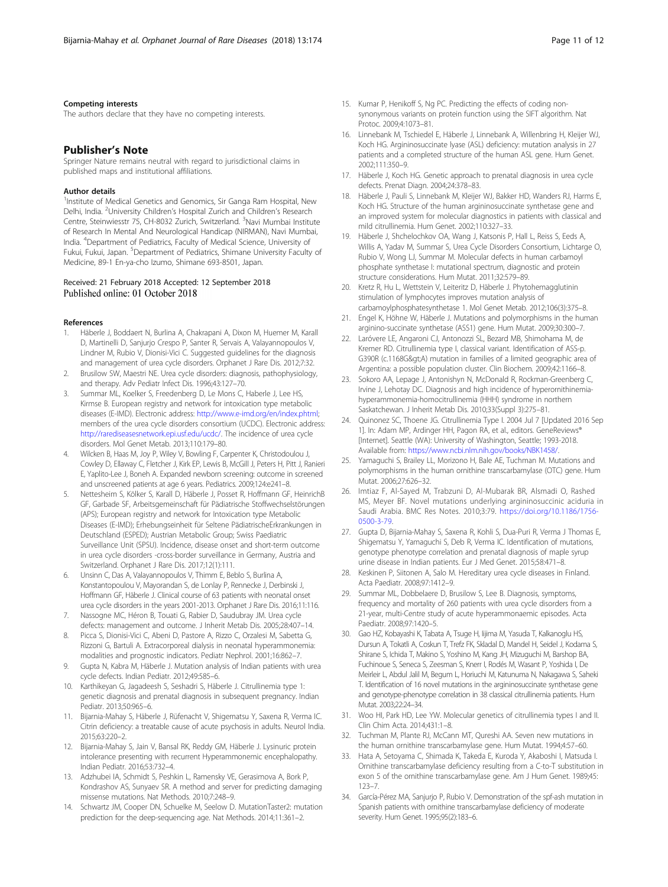#### Competing interests

The authors declare that they have no competing interests.

## Publisher's Note

Springer Nature remains neutral with regard to jurisdictional claims in published maps and institutional affiliations.

#### Author details

[1]Institute of Medical Genetics and Genomics, Sir Ganga Ram Hospital, New Delhi, India. [2]University Children's Hospital Zurich and Children's Research Centre, Steinwiesstr 75, CH-8032 Zurich, Switzerland. [3]Navi Mumbai Institute of Research In Mental And Neurological Handicap (NIRMAN), Navi Mumbai, India. [4]Department of Pediatrics, Faculty of Medical Science, University of Fukui, Fukui, Japan. [5]Department of Pediatrics, Shimane University Faculty of Medicine, 89-1 En-ya-cho Izumo, Shimane 693-8501, Japan.

Received: 21 February 2018 Accepted: 12 September 2018
Published online: 01 October 2018

#### References

1. Häberle J, Boddaert N, Burlina A, Chakrapani A, Dixon M, Huemer M, Karall D, Martinelli D, Sanjurjo Crespo P, Santer R, Servais A, Valayannopoulos V, Lindner M, Rubio V, Dionisi-Vici C. Suggested guidelines for the diagnosis and management of urea cycle disorders. Orphanet J Rare Dis. 2012;7:32.
2. Brusilow SW, Maestri NE. Urea cycle disorders: diagnosis, pathophysiology, and therapy. Adv Pediatr Infect Dis. 1996;43:127–70.
3. Summar ML, Koelker S, Freedenberg D, Le Mons C, Haberle J, Lee HS, Kirmse B. European registry and network for intoxication type metabolic diseases (E-IMD). Electronic address: http://www.e-imd.org/en/index.phtml; members of the urea cycle disorders consortium (UCDC). Electronic address: http://rarediseasesnetwork.epi.usf.edu/ucdc/. The incidence of urea cycle disorders. Mol Genet Metab. 2013;110:179–80.
4. Wilcken B, Haas M, Joy P, Wiley V, Bowling F, Carpenter K, Christodoulou J, Cowley D, Ellaway C, Fletcher J, Kirk EP, Lewis B, McGill J, Peters H, Pitt J, Ranieri E, Yaplito-Lee J, Boneh A. Expanded newborn screening: outcome in screened and unscreened patients at age 6 years. Pediatrics. 2009;124:e241–8.
5. Nettesheim S, Kölker S, Karall D, Häberle J, Posset R, Hoffmann GF, HeinrichB GF, Garbade SF, Arbeitsgemeinschaft für Pädiatrische Stoffwechselstörungen (APS); European registry and network for Intoxication type Metabolic Diseases (E-IMD); Erhebungseinheit für Seltene PädiatrischeErkrankungen in Deutschland (ESPED); Austrian Metabolic Group; Swiss Paediatric Surveillance Unit (SPSU). Incidence, disease onset and short-term outcome in urea cycle disorders -cross-border surveillance in Germany, Austria and Switzerland. Orphanet J Rare Dis. 2017;12(1):111.
6. Unsinn C, Das A, Valayannopoulos V, Thimm E, Beblo S, Burlina A, Konstantopoulou V, Mayorandan S, de Lonlay P, Rennecke J, Derbinski J, Hoffmann GF, Häberle J. Clinical course of 63 patients with neonatal onset urea cycle disorders in the years 2001-2013. Orphanet J Rare Dis. 2016;11:116.
7. Nassogne MC, Héron B, Touati G, Rabier D, Saudubray JM. Urea cycle defects: management and outcome. J Inherit Metab Dis. 2005;28:407–14.
8. Picca S, Dionisi-Vici C, Abeni D, Pastore A, Rizzo C, Orzalesi M, Sabetta G, Rizzoni G, Bartuli A. Extracorporeal dialysis in neonatal hyperammonemia: modalities and prognostic indicators. Pediatr Nephrol. 2001;16:862–7.
9. Gupta N, Kabra M, Häberle J. Mutation analysis of Indian patients with urea cycle defects. Indian Pediatr. 2012;49:585–6.
10. Karthikeyan G, Jagadeesh S, Seshadri S, Häberle J. Citrullinemia type 1: genetic diagnosis and prenatal diagnosis in subsequent pregnancy. Indian Pediatr. 2013;50:965–6.
11. Bijarnia-Mahay S, Häberle J, Rüfenacht V, Shigematsu Y, Saxena R, Verma IC. Citrin deficiency: a treatable cause of acute psychosis in adults. Neurol India. 2015;63:220–2.
12. Bijarnia-Mahay S, Jain V, Bansal RK, Reddy GM, Häberle J. Lysinuric protein intolerance presenting with recurrent Hyperammonemic encephalopathy. Indian Pediatr. 2016;53:732–4.
13. Adzhubei IA, Schmidt S, Peshkin L, Ramensky VE, Gerasimova A, Bork P, Kondrashov AS, Sunyaev SR. A method and server for predicting damaging missense mutations. Nat Methods. 2010;7:248–9.
14. Schwartz JM, Cooper DN, Schuelke M, Seelow D. MutationTaster2: mutation prediction for the deep-sequencing age. Nat Methods. 2014;11:361–2.
15. Kumar P, Henikoff S, Ng PC. Predicting the effects of coding non-synonymous variants on protein function using the SIFT algorithm. Nat Protoc. 2009;4:1073–81.
16. Linnebank M, Tschiedel E, Häberle J, Linnebank A, Willenbring H, Kleijer WJ, Koch HG. Argininosuccinate lyase (ASL) deficiency: mutation analysis in 27 patients and a completed structure of the human ASL gene. Hum Genet. 2002;111:350–9.
17. Häberle J, Koch HG. Genetic approach to prenatal diagnosis in urea cycle defects. Prenat Diagn. 2004;24:378–83.
18. Häberle J, Pauli S, Linnebank M, Kleijer WJ, Bakker HD, Wanders RJ, Harms E, Koch HG. Structure of the human argininosuccinate synthetase gene and an improved system for molecular diagnostics in patients with classical and mild citrullinemia. Hum Genet. 2002;110:327–33.
19. Häberle J, Shchelochkov OA, Wang J, Katsonis P, Hall L, Reiss S, Eeds A, Willis A, Yadav M, Summar S, Urea Cycle Disorders Consortium, Lichtarge O, Rubio V, Wong LJ, Summar M. Molecular defects in human carbamoyl phosphate synthetase I: mutational spectrum, diagnostic and protein structure considerations. Hum Mutat. 2011;32:579–89.
20. Kretz R, Hu L, Wettstein V, Leiteritz D, Häberle J. Phytohemagglutinin stimulation of lymphocytes improves mutation analysis of carbamoylphosphatesynthetase 1. Mol Genet Metab. 2012;106(3):375–8.
21. Engel K, Höhne W, Häberle J. Mutations and polymorphisms in the human argininо-succinate synthetase (ASS1) gene. Hum Mutat. 2009;30:300–7.
22. Laróvere LE, Angaroni CJ, Antonozzi SL, Bezard MB, Shimohama M, de Kremer RD. Citrullinemia type I, classical variant. Identification of ASS-p. G390R (c.1168G&gt;A) mutation in families of a limited geographic area of Argentina: a possible population cluster. Clin Biochem. 2009;42:1166–8.
23. Sokoro AA, Lepage J, Antonishyn N, McDonald R, Rockman-Greenberg C, Irvine J, Lehotay DC. Diagnosis and high incidence of hyperornithinemia-hyperammonemia-homocitrullinemia (HHH) syndrome in northern Saskatchewan. J Inherit Metab Dis. 2010;33(Suppl 3):275–81.
24. Quinonez SC, Thoene JG. Citrullinemia Type I. 2004 Jul 7 [Updated 2016 Sep 1]. In: Adam MP, Ardinger HH, Pagon RA, et al., editors. GeneReviews® [Internet]. Seattle (WA): University of Washington, Seattle; 1993-2018. Available from: https://www.ncbi.nlm.nih.gov/books/NBK1458/.
25. Yamaguchi S, Brailey LL, Morizono H, Bale AE, Tuchman M. Mutations and polymorphisms in the human ornithine transcarbamylase (OTC) gene. Hum Mutat. 2006;27:626–32.
26. Imtiaz F, Al-Sayed M, Trabzuni D, Al-Mubarak BR, Alsmadi O, Rashed MS, Meyer BF. Novel mutations underlying argininosuccinic aciduria in Saudi Arabia. BMC Res Notes. 2010;3:79. https://doi.org/10.1186/1756-0500-3-79.
27. Gupta D, Bijarnia-Mahay S, Saxena R, Kohli S, Dua-Puri R, Verma J Thomas E, Shigematsu Y, Yamaguchi S, Deb R, Verma IC. Identification of mutations, genotype phenotype correlation and prenatal diagnosis of maple syrup urine disease in Indian patients. Eur J Med Genet. 2015;58:471–8.
28. Keskinen P, Siitonen A, Salo M. Hereditary urea cycle diseases in Finland. Acta Paediatr. 2008;97:1412–9.
29. Summar ML, Dobbelaere D, Brusilow S, Lee B. Diagnosis, symptoms, frequency and mortality of 260 patients with urea cycle disorders from a 21-year, multi-Centre study of acute hyperammonaemic episodes. Acta Paediatr. 2008;97:1420–5.
30. Gao HZ, Kobayashi K, Tabata A, Tsuge H, Iijima M, Yasuda T, Kalkanoglu HS, Dursun A, Tokatli A, Coskun T, Trefz FK, Skladal D, Mandel H, Seidel J, Kodama S, Shirane S, Ichida T, Makino S, Yoshino M, Kang JH, Mizuguchi M, Barshop BA, Fuchinoue S, Seneca S, Zeesman S, Knerr I, Rodés M, Wasant P, Yoshida I, De Meirleir L, Abdul Jalil M, Begum L, Horiuchi M, Katunuma N, Nakagawa S, Saheki T. Identification of 16 novel mutations in the argininosuccinate synthetase gene and genotype-phenotype correlation in 38 classical citrullinemia patients. Hum Mutat. 2003;22:24–34.
31. Woo HI, Park HD, Lee YW. Molecular genetics of citrullinemia types I and II. Clin Chim Acta. 2014;431:1–8.
32. Tuchman M, Plante RJ, McCann MT, Qureshi AA. Seven new mutations in the human ornithine transcarbamylase gene. Hum Mutat. 1994;4:57–60.
33. Hata A, Setoyama C, Shimada K, Takeda E, Kuroda Y, Akaboshi I, Matsuda I. Ornithine transcarbamylase deficiency resulting from a C-to-T substitution in exon 5 of the ornithine transcarbamylase gene. Am J Hum Genet. 1989;45:123–7.
34. García-Pérez MA, Sanjurjo P, Rubio V. Demonstration of the spf-ash mutation in Spanish patients with ornithine transcarbamylase deficiency of moderate severity. Hum Genet. 1995;95(2):183–6.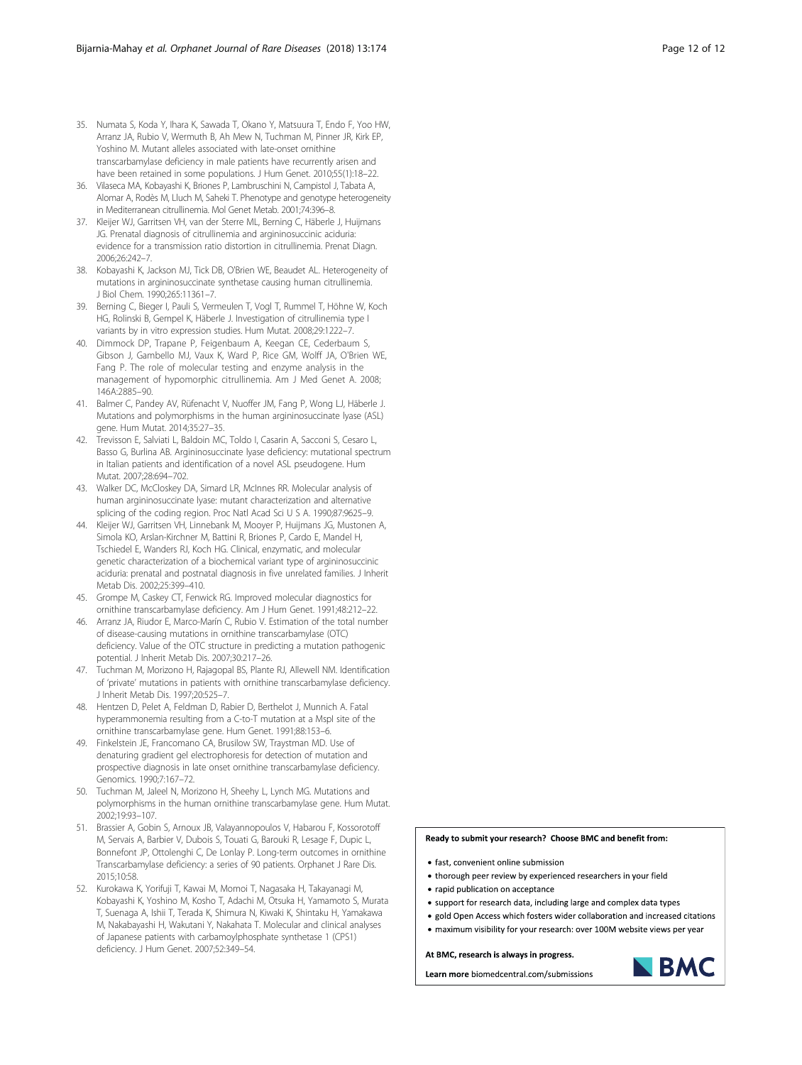35. Numata S, Koda Y, Ihara K, Sawada T, Okano Y, Matsuura T, Endo F, Yoo HW, Arranz JA, Rubio V, Wermuth B, Ah Mew N, Tuchman M, Pinner JR, Kirk EP, Yoshino M. Mutant alleles associated with late-onset ornithine transcarbamylase deficiency in male patients have recurrently arisen and have been retained in some populations. J Hum Genet. 2010;55(1):18–22.
36. Vilaseca MA, Kobayashi K, Briones P, Lambruschini N, Campistol J, Tabata A, Alomar A, Rodès M, Lluch M, Saheki T. Phenotype and genotype heterogeneity in Mediterranean citrullinemia. Mol Genet Metab. 2001;74:396–8.
37. Kleijer WJ, Garritsen VH, van der Sterre ML, Berning C, Häberle J, Huijmans JG. Prenatal diagnosis of citrullinemia and argininosuccinic aciduria: evidence for a transmission ratio distortion in citrullinemia. Prenat Diagn. 2006;26:242–7.
38. Kobayashi K, Jackson MJ, Tick DB, O'Brien WE, Beaudet AL. Heterogeneity of mutations in argininosuccinate synthetase causing human citrullinemia. J Biol Chem. 1990;265:11361–7.
39. Berning C, Bieger I, Pauli S, Vermeulen T, Vogl T, Rummel T, Höhne W, Koch HG, Rolinski B, Gempel K, Häberle J. Investigation of citrullinemia type I variants by in vitro expression studies. Hum Mutat. 2008;29:1222–7.
40. Dimmock DP, Trapane P, Feigenbaum A, Keegan CE, Cederbaum S, Gibson J, Gambello MJ, Vaux K, Ward P, Rice GM, Wolff JA, O'Brien WE, Fang P. The role of molecular testing and enzyme analysis in the management of hypomorphic citrullinemia. Am J Med Genet A. 2008; 146A:2885–90.
41. Balmer C, Pandey AV, Rüfenacht V, Nuoffer JM, Fang P, Wong LJ, Häberle J. Mutations and polymorphisms in the human argininosuccinate lyase (ASL) gene. Hum Mutat. 2014;35:27–35.
42. Trevisson E, Salviati L, Baldoin MC, Toldo I, Casarin A, Sacconi S, Cesaro L, Basso G, Burlina AB. Argininosuccinate lyase deficiency: mutational spectrum in Italian patients and identification of a novel ASL pseudogene. Hum Mutat. 2007;28:694–702.
43. Walker DC, McCloskey DA, Simard LR, McInnes RR. Molecular analysis of human argininosuccinate lyase: mutant characterization and alternative splicing of the coding region. Proc Natl Acad Sci U S A. 1990;87:9625–9.
44. Kleijer WJ, Garritsen VH, Linnebank M, Mooyer P, Huijmans JG, Mustonen A, Simola KO, Arslan-Kirchner M, Battini R, Briones P, Cardo E, Mandel H, Tschiedel E, Wanders RJ, Koch HG. Clinical, enzymatic, and molecular genetic characterization of a biochemical variant type of argininosuccinic aciduria: prenatal and postnatal diagnosis in five unrelated families. J Inherit Metab Dis. 2002;25:399–410.
45. Grompe M, Caskey CT, Fenwick RG. Improved molecular diagnostics for ornithine transcarbamylase deficiency. Am J Hum Genet. 1991;48:212–22.
46. Arranz JA, Riudor E, Marco-Marín C, Rubio V. Estimation of the total number of disease-causing mutations in ornithine transcarbamylase (OTC) deficiency. Value of the OTC structure in predicting a mutation pathogenic potential. J Inherit Metab Dis. 2007;30:217–26.
47. Tuchman M, Morizono H, Rajagopal BS, Plante RJ, Allewell NM. Identification of 'private' mutations in patients with ornithine transcarbamylase deficiency. J Inherit Metab Dis. 1997;20:525–7.
48. Hentzen D, Pelet A, Feldman D, Rabier D, Berthelot J, Munnich A. Fatal hyperammonemia resulting from a C-to-T mutation at a MspI site of the ornithine transcarbamylase gene. Hum Genet. 1991;88:153–6.
49. Finkelstein JE, Francomano CA, Brusilow SW, Traystman MD. Use of denaturing gradient gel electrophoresis for detection of mutation and prospective diagnosis in late onset ornithine transcarbamylase deficiency. Genomics. 1990;7:167–72.
50. Tuchman M, Jaleel N, Morizono H, Sheehy L, Lynch MG. Mutations and polymorphisms in the human ornithine transcarbamylase gene. Hum Mutat. 2002;19:93–107.
51. Brassier A, Gobin S, Arnoux JB, Valayannopoulos V, Habarou F, Kossorotoff M, Servais A, Barbier V, Dubois S, Touati G, Barouki R, Lesage F, Dupic L, Bonnefont JP, Ottolenghi C, De Lonlay P. Long-term outcomes in ornithine Transcarbamylase deficiency: a series of 90 patients. Orphanet J Rare Dis. 2015;10:58.
52. Kurokawa K, Yorifuji T, Kawai M, Momoi T, Nagasaka H, Takayanagi M, Kobayashi K, Yoshino M, Kosho T, Adachi M, Otsuka H, Yamamoto S, Murata T, Suenaga A, Ishii T, Terada K, Shimura N, Kiwaki K, Shintaku H, Yamakawa M, Nakabayashi H, Wakutani Y, Nakahata T. Molecular and clinical analyses of Japanese patients with carbamoylphosphate synthetase 1 (CPS1) deficiency. J Hum Genet. 2007;52:349–54.

**Ready to submit your research? Choose BMC and benefit from:**

- fast, convenient online submission
- thorough peer review by experienced researchers in your field
- rapid publication on acceptance
- support for research data, including large and complex data types
- gold Open Access which fosters wider collaboration and increased citations
- maximum visibility for your research: over 100M website views per year

**At BMC, research is always in progress.**

**Learn more** biomedcentral.com/submissions

BMC